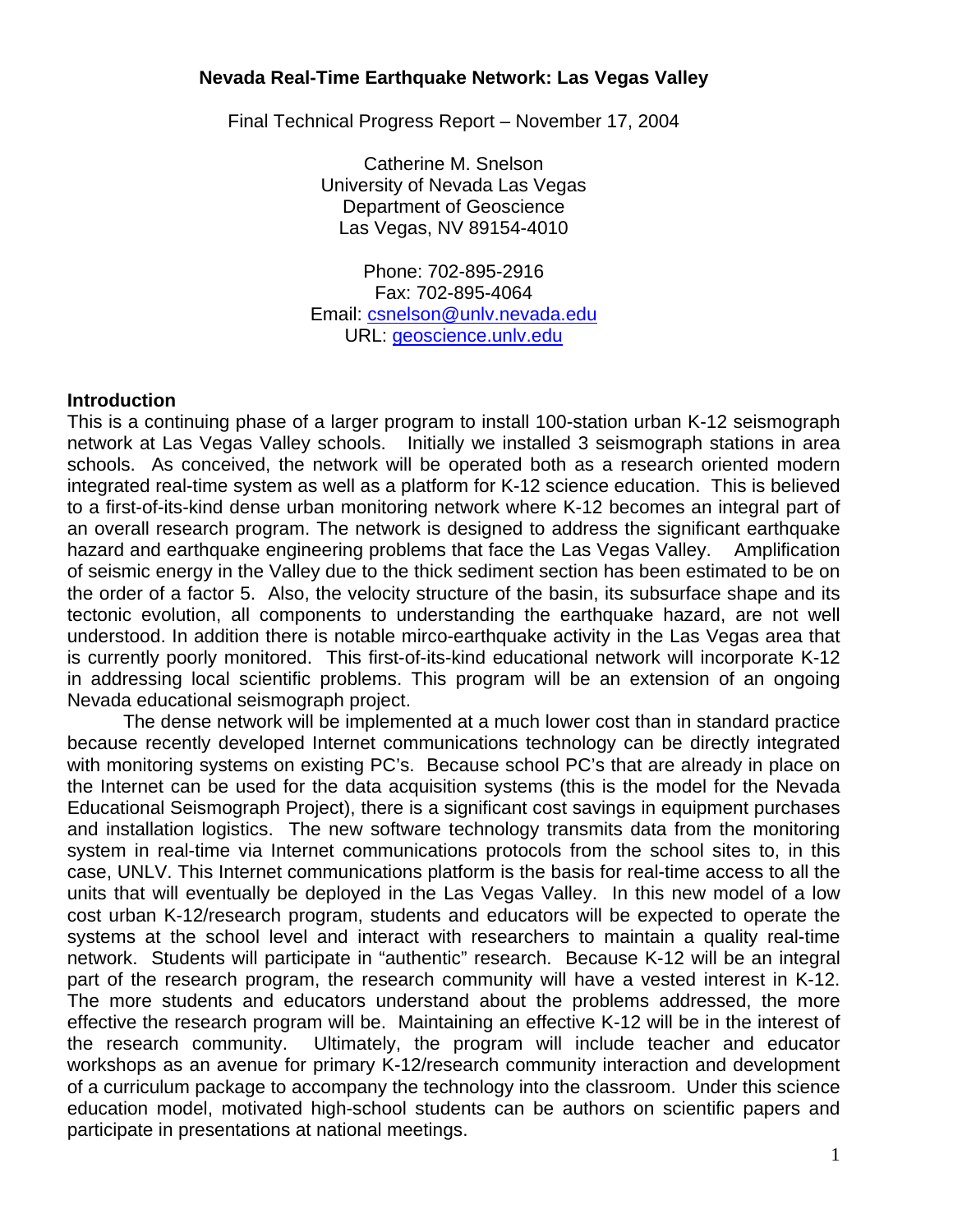# Nevada Real-Time Earthquake Network: Las Vegas Valley

Final Technical Progress Report – November 17, 2004

Catherine M. Snelson
University of Nevada Las Vegas
Department of Geoscience
Las Vegas, NV 89154-4010

Phone: 702-895-2916
Fax: 702-895-4064
Email: csnelson@unlv.nevada.edu
URL: geoscience.unlv.edu

## Introduction

This is a continuing phase of a larger program to install 100-station urban K-12 seismograph network at Las Vegas Valley schools. Initially we installed 3 seismograph stations in area schools. As conceived, the network will be operated both as a research oriented modern integrated real-time system as well as a platform for K-12 science education. This is believed to a first-of-its-kind dense urban monitoring network where K-12 becomes an integral part of an overall research program. The network is designed to address the significant earthquake hazard and earthquake engineering problems that face the Las Vegas Valley. Amplification of seismic energy in the Valley due to the thick sediment section has been estimated to be on the order of a factor 5. Also, the velocity structure of the basin, its subsurface shape and its tectonic evolution, all components to understanding the earthquake hazard, are not well understood. In addition there is notable mirco-earthquake activity in the Las Vegas area that is currently poorly monitored. This first-of-its-kind educational network will incorporate K-12 in addressing local scientific problems. This program will be an extension of an ongoing Nevada educational seismograph project.

The dense network will be implemented at a much lower cost than in standard practice because recently developed Internet communications technology can be directly integrated with monitoring systems on existing PC's. Because school PC's that are already in place on the Internet can be used for the data acquisition systems (this is the model for the Nevada Educational Seismograph Project), there is a significant cost savings in equipment purchases and installation logistics. The new software technology transmits data from the monitoring system in real-time via Internet communications protocols from the school sites to, in this case, UNLV. This Internet communications platform is the basis for real-time access to all the units that will eventually be deployed in the Las Vegas Valley. In this new model of a low cost urban K-12/research program, students and educators will be expected to operate the systems at the school level and interact with researchers to maintain a quality real-time network. Students will participate in "authentic" research. Because K-12 will be an integral part of the research program, the research community will have a vested interest in K-12. The more students and educators understand about the problems addressed, the more effective the research program will be. Maintaining an effective K-12 will be in the interest of the research community. Ultimately, the program will include teacher and educator workshops as an avenue for primary K-12/research community interaction and development of a curriculum package to accompany the technology into the classroom. Under this science education model, motivated high-school students can be authors on scientific papers and participate in presentations at national meetings.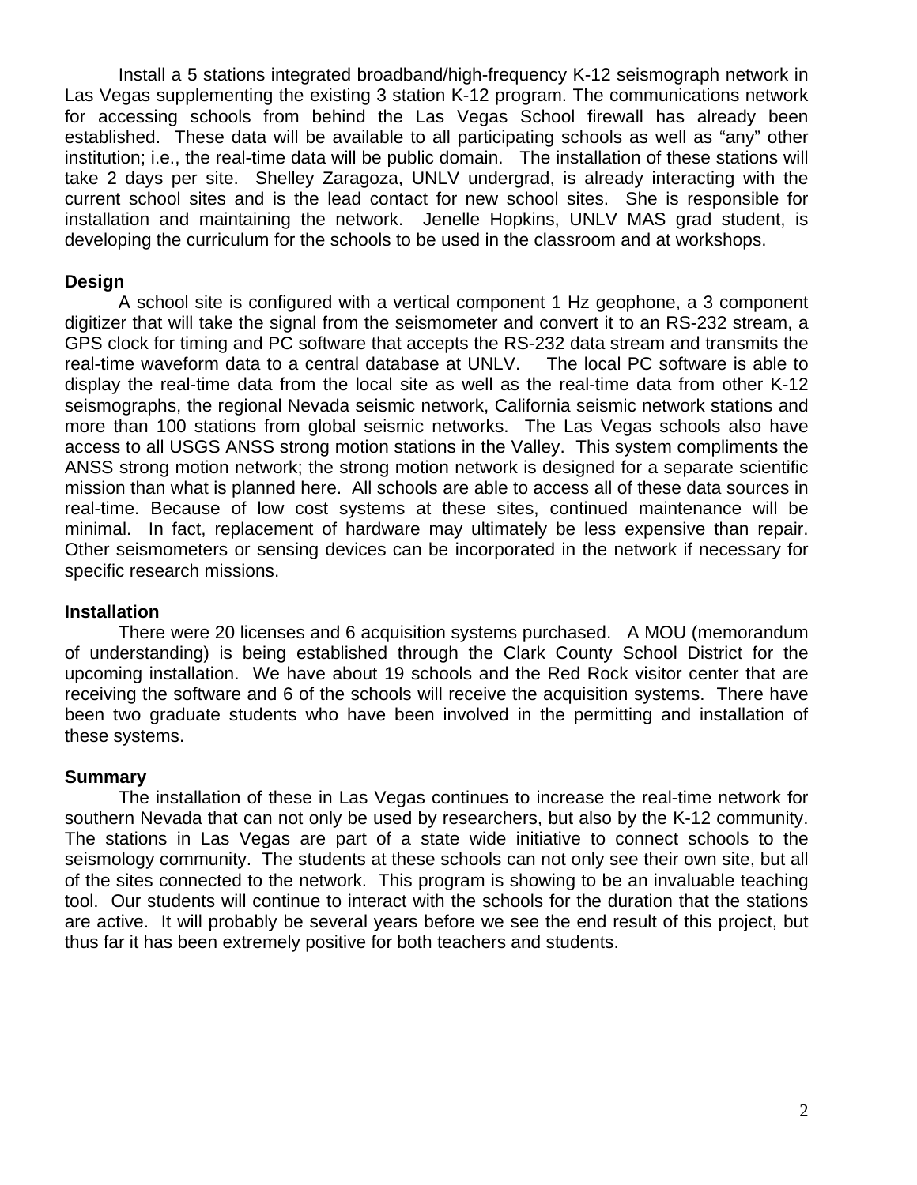Install a 5 stations integrated broadband/high-frequency K-12 seismograph network in Las Vegas supplementing the existing 3 station K-12 program. The communications network for accessing schools from behind the Las Vegas School firewall has already been established. These data will be available to all participating schools as well as "any" other institution; i.e., the real-time data will be public domain. The installation of these stations will take 2 days per site. Shelley Zaragoza, UNLV undergrad, is already interacting with the current school sites and is the lead contact for new school sites. She is responsible for installation and maintaining the network. Jenelle Hopkins, UNLV MAS grad student, is developing the curriculum for the schools to be used in the classroom and at workshops.

**Design**

A school site is configured with a vertical component 1 Hz geophone, a 3 component digitizer that will take the signal from the seismometer and convert it to an RS-232 stream, a GPS clock for timing and PC software that accepts the RS-232 data stream and transmits the real-time waveform data to a central database at UNLV. The local PC software is able to display the real-time data from the local site as well as the real-time data from other K-12 seismographs, the regional Nevada seismic network, California seismic network stations and more than 100 stations from global seismic networks. The Las Vegas schools also have access to all USGS ANSS strong motion stations in the Valley. This system compliments the ANSS strong motion network; the strong motion network is designed for a separate scientific mission than what is planned here. All schools are able to access all of these data sources in real-time. Because of low cost systems at these sites, continued maintenance will be minimal. In fact, replacement of hardware may ultimately be less expensive than repair. Other seismometers or sensing devices can be incorporated in the network if necessary for specific research missions.

**Installation**

There were 20 licenses and 6 acquisition systems purchased. A MOU (memorandum of understanding) is being established through the Clark County School District for the upcoming installation. We have about 19 schools and the Red Rock visitor center that are receiving the software and 6 of the schools will receive the acquisition systems. There have been two graduate students who have been involved in the permitting and installation of these systems.

**Summary**

The installation of these in Las Vegas continues to increase the real-time network for southern Nevada that can not only be used by researchers, but also by the K-12 community. The stations in Las Vegas are part of a state wide initiative to connect schools to the seismology community. The students at these schools can not only see their own site, but all of the sites connected to the network. This program is showing to be an invaluable teaching tool. Our students will continue to interact with the schools for the duration that the stations are active. It will probably be several years before we see the end result of this project, but thus far it has been extremely positive for both teachers and students.